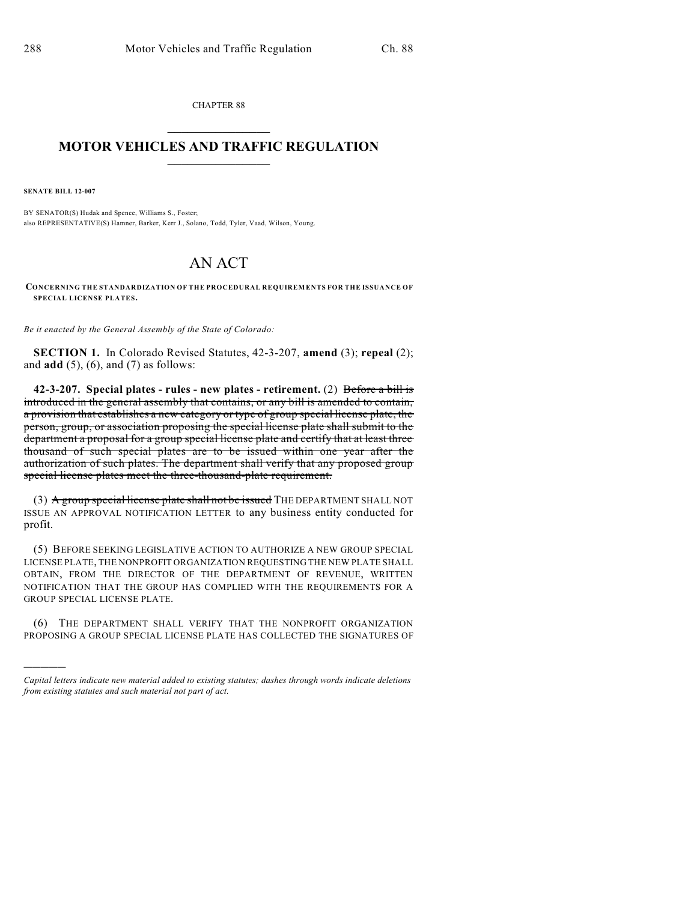CHAPTER 88

# MOTOR VEHICLES AND TRAFFIC REGULATION

**SENATE BILL 12-007**

BY SENATOR(S) Hudak and Spence, Williams S., Foster;
also REPRESENTATIVE(S) Hamner, Barker, Kerr J., Solano, Todd, Tyler, Vaad, Wilson, Young.

# AN ACT

**CONCERNING THE STANDARDIZATION OF THE PROCEDURAL REQUIREMENTS FOR THE ISSUANCE OF SPECIAL LICENSE PLATES.**

*Be it enacted by the General Assembly of the State of Colorado:*

**SECTION 1.** In Colorado Revised Statutes, 42-3-207, **amend** (3); **repeal** (2); and **add** (5), (6), and (7) as follows:

**42-3-207. Special plates - rules - new plates - retirement.** (2) ~~Before a bill is introduced in the general assembly that contains, or any bill is amended to contain, a provision that establishes a new category or type of group special license plate, the person, group, or association proposing the special license plate shall submit to the department a proposal for a group special license plate and certify that at least three thousand of such special plates are to be issued within one year after the authorization of such plates. The department shall verify that any proposed group special license plates meet the three-thousand-plate requirement.~~

(3) ~~A group special license plate shall not be issued~~ THE DEPARTMENT SHALL NOT ISSUE AN APPROVAL NOTIFICATION LETTER to any business entity conducted for profit.

(5) BEFORE SEEKING LEGISLATIVE ACTION TO AUTHORIZE A NEW GROUP SPECIAL LICENSE PLATE, THE NONPROFIT ORGANIZATION REQUESTING THE NEW PLATE SHALL OBTAIN, FROM THE DIRECTOR OF THE DEPARTMENT OF REVENUE, WRITTEN NOTIFICATION THAT THE GROUP HAS COMPLIED WITH THE REQUIREMENTS FOR A GROUP SPECIAL LICENSE PLATE.

(6) THE DEPARTMENT SHALL VERIFY THAT THE NONPROFIT ORGANIZATION PROPOSING A GROUP SPECIAL LICENSE PLATE HAS COLLECTED THE SIGNATURES OF

---

*Capital letters indicate new material added to existing statutes; dashes through words indicate deletions from existing statutes and such material not part of act.*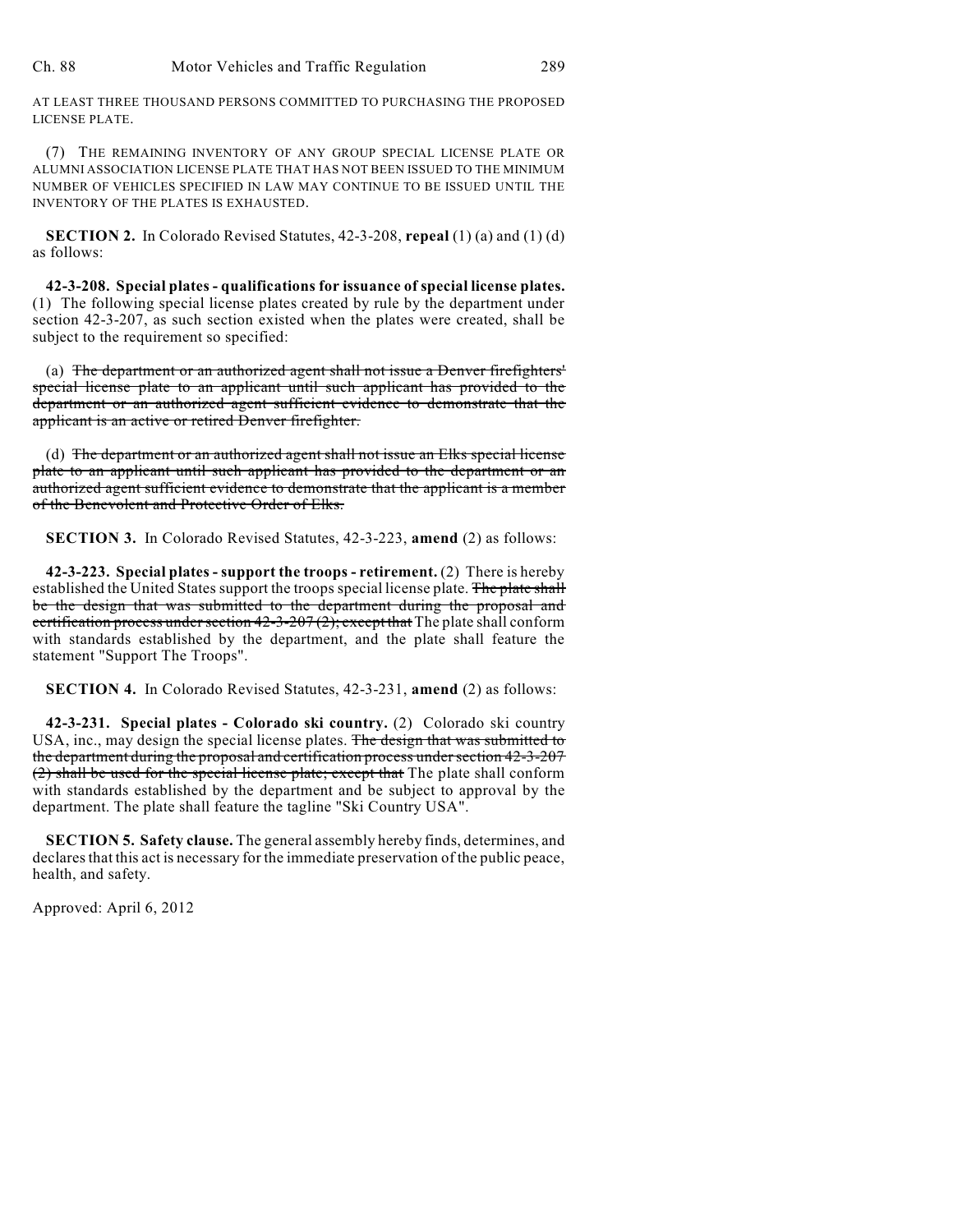AT LEAST THREE THOUSAND PERSONS COMMITTED TO PURCHASING THE PROPOSED LICENSE PLATE.

(7) THE REMAINING INVENTORY OF ANY GROUP SPECIAL LICENSE PLATE OR ALUMNI ASSOCIATION LICENSE PLATE THAT HAS NOT BEEN ISSUED TO THE MINIMUM NUMBER OF VEHICLES SPECIFIED IN LAW MAY CONTINUE TO BE ISSUED UNTIL THE INVENTORY OF THE PLATES IS EXHAUSTED.

**SECTION 2.** In Colorado Revised Statutes, 42-3-208, **repeal** (1) (a) and (1) (d) as follows:

**42-3-208. Special plates - qualifications for issuance of special license plates.** (1) The following special license plates created by rule by the department under section 42-3-207, as such section existed when the plates were created, shall be subject to the requirement so specified:

(a) ~~The department or an authorized agent shall not issue a Denver firefighters' special license plate to an applicant until such applicant has provided to the department or an authorized agent sufficient evidence to demonstrate that the applicant is an active or retired Denver firefighter.~~

(d) ~~The department or an authorized agent shall not issue an Elks special license plate to an applicant until such applicant has provided to the department or an authorized agent sufficient evidence to demonstrate that the applicant is a member of the Benevolent and Protective Order of Elks.~~

**SECTION 3.** In Colorado Revised Statutes, 42-3-223, **amend** (2) as follows:

**42-3-223. Special plates - support the troops - retirement.** (2) There is hereby established the United States support the troops special license plate. ~~The plate shall be the design that was submitted to the department during the proposal and certification process under section 42-3-207 (2); except that~~ The plate shall conform with standards established by the department, and the plate shall feature the statement "Support The Troops".

**SECTION 4.** In Colorado Revised Statutes, 42-3-231, **amend** (2) as follows:

**42-3-231. Special plates - Colorado ski country.** (2) Colorado ski country USA, inc., may design the special license plates. ~~The design that was submitted to the department during the proposal and certification process under section 42-3-207 (2) shall be used for the special license plate; except that~~ The plate shall conform with standards established by the department and be subject to approval by the department. The plate shall feature the tagline "Ski Country USA".

**SECTION 5. Safety clause.** The general assembly hereby finds, determines, and declares that this act is necessary for the immediate preservation of the public peace, health, and safety.

Approved: April 6, 2012